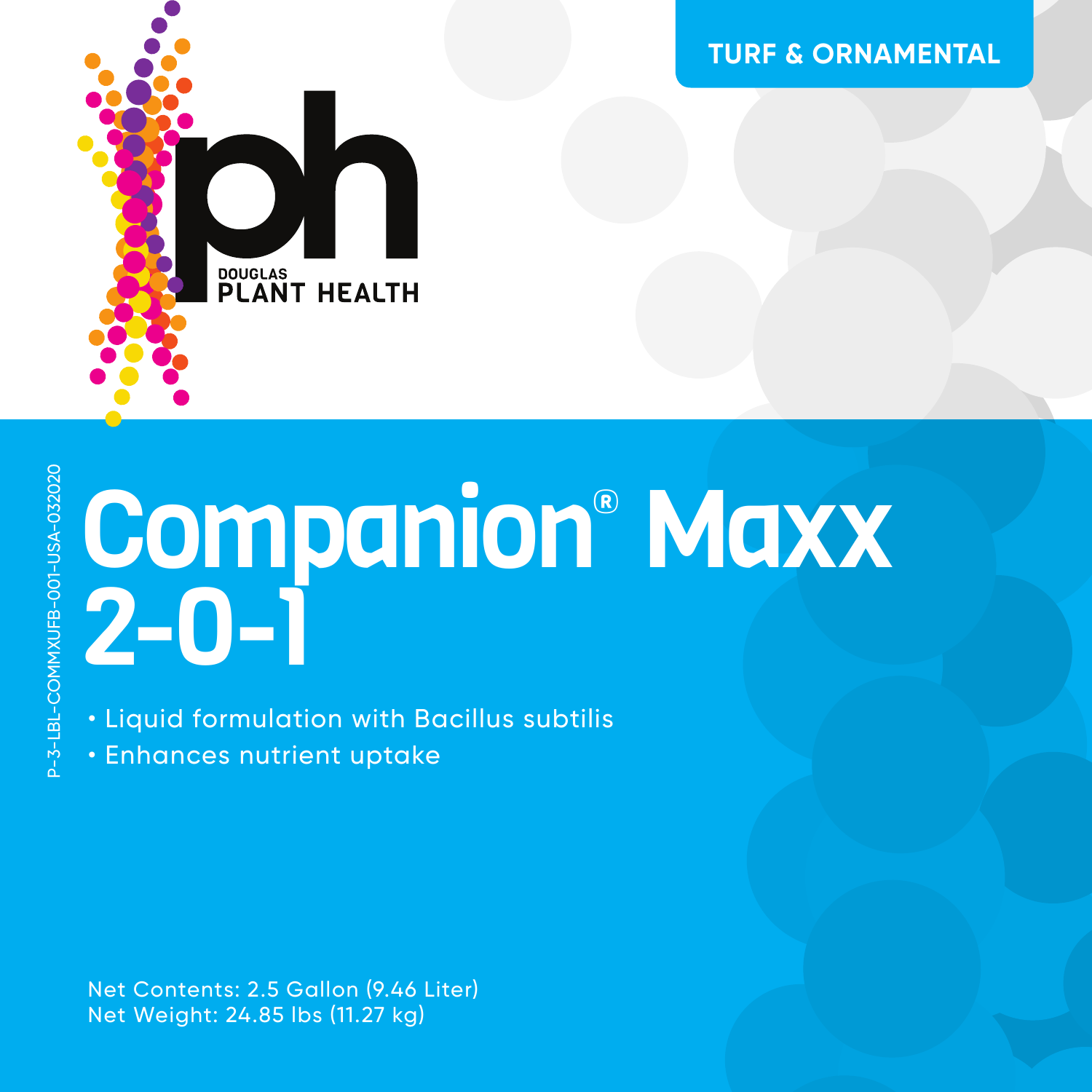DOUGLAS
PLANT HEALTH

TURF & ORNAMENTAL

P-3-LBL-COMMXUFB-001-USA-032020

# Companion® Maxx 2-0-1

- Liquid formulation with Bacillus subtilis
- Enhances nutrient uptake

Net Contents: 2.5 Gallon (9.46 Liter)
Net Weight: 24.85 lbs (11.27 kg)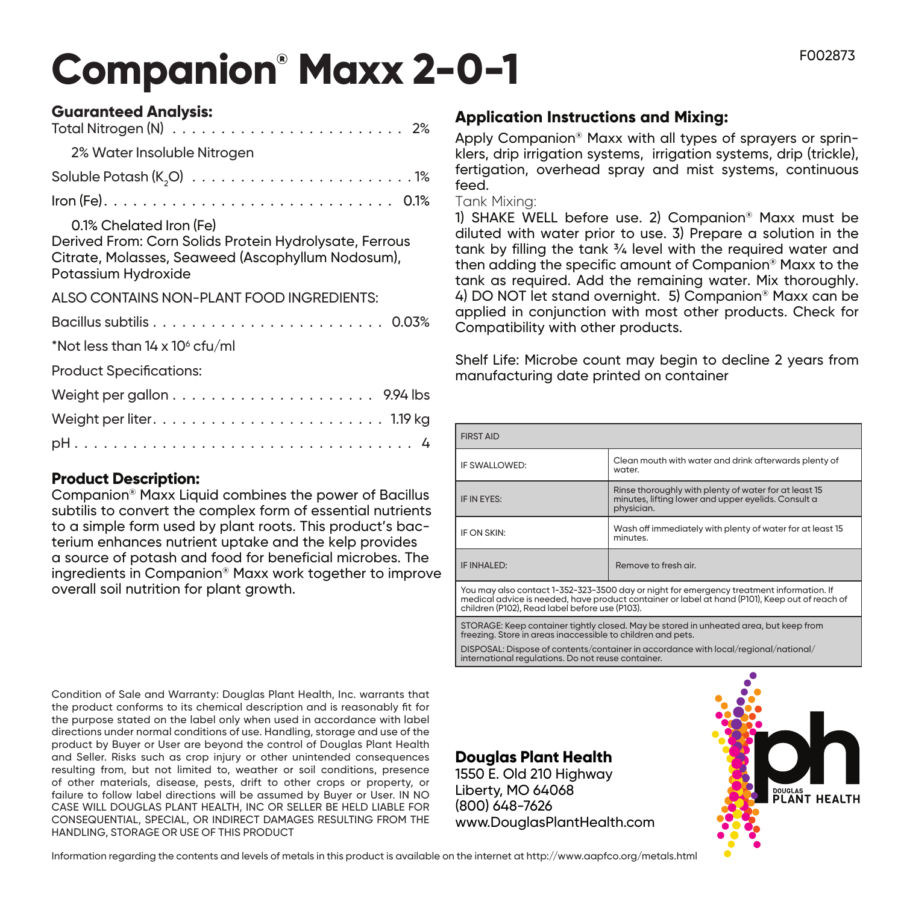F002873

# Companion® Maxx 2-0-1

## Guaranteed Analysis:

Total Nitrogen (N) . . . . . . . . . . . . . . . . . . . . . . . . 2%

2% Water Insoluble Nitrogen

Soluble Potash ($K_2O$) . . . . . . . . . . . . . . . . . . . . . . . 1%

Iron (Fe) . . . . . . . . . . . . . . . . . . . . . . . . . . . . . 0.1%

0.1% Chelated Iron (Fe)

Derived From: Corn Solids Protein Hydrolysate, Ferrous Citrate, Molasses, Seaweed (Ascophyllum Nodosum), Potassium Hydroxide

ALSO CONTAINS NON-PLANT FOOD INGREDIENTS:

Bacillus subtilis . . . . . . . . . . . . . . . . . . . . . . . . 0.03%

*Not less than $14 \times 10^6$ cfu/ml

Product Specifications:

Weight per gallon . . . . . . . . . . . . . . . . . . . . . 9.94 lbs

Weight per liter . . . . . . . . . . . . . . . . . . . . . . 1.19 kg

pH . . . . . . . . . . . . . . . . . . . . . . . . . . . . . . . . . 4

## Product Description:

Companion® Maxx Liquid combines the power of Bacillus subtilis to convert the complex form of essential nutrients to a simple form used by plant roots. This product's bacterium enhances nutrient uptake and the kelp provides a source of potash and food for beneficial microbes. The ingredients in Companion® Maxx work together to improve overall soil nutrition for plant growth.

## Application Instructions and Mixing:

Apply Companion® Maxx with all types of sprayers or sprinklers, drip irrigation systems, irrigation systems, drip (trickle), fertigation, overhead spray and mist systems, continuous feed.

Tank Mixing:

1) SHAKE WELL before use. 2) Companion® Maxx must be diluted with water prior to use. 3) Prepare a solution in the tank by filling the tank ¾ level with the required water and then adding the specific amount of Companion® Maxx to the tank as required. Add the remaining water. Mix thoroughly. 4) DO NOT let stand overnight. 5) Companion® Maxx can be applied in conjunction with most other products. Check for Compatibility with other products.

Shelf Life: Microbe count may begin to decline 2 years from manufacturing date printed on container

| FIRST AID | |
|---|---|
| IF SWALLOWED: | Clean mouth with water and drink afterwards plenty of water. |
| IF IN EYES: | Rinse thoroughly with plenty of water for at least 15 minutes, lifting lower and upper eyelids. Consult a physician. |
| IF ON SKIN: | Wash off immediately with plenty of water for at least 15 minutes. |
| IF INHALED: | Remove to fresh air. |

You may also contact 1-352-323-3500 day or night for emergency treatment information. If medical advice is needed, have product container or label at hand (P101), Keep out of reach of children (P102), Read label before use (P103).

STORAGE: Keep container tightly closed. May be stored in unheated area, but keep from freezing. Store in areas inaccessible to children and pets.

DISPOSAL: Dispose of contents/container in accordance with local/regional/national/international regulations. Do not reuse container.

Condition of Sale and Warranty: Douglas Plant Health, Inc. warrants that the product conforms to its chemical description and is reasonably fit for the purpose stated on the label only when used in accordance with label directions under normal conditions of use. Handling, storage and use of the product by Buyer or User are beyond the control of Douglas Plant Health and Seller. Risks such as crop injury or other unintended consequences resulting from, but not limited to, weather or soil conditions, presence of other materials, disease, pests, drift to other crops or property, or failure to follow label directions will be assumed by Buyer or User. IN NO CASE WILL DOUGLAS PLANT HEALTH, INC OR SELLER BE HELD LIABLE FOR CONSEQUENTIAL, SPECIAL, OR INDIRECT DAMAGES RESULTING FROM THE HANDLING, STORAGE OR USE OF THIS PRODUCT

**Douglas Plant Health**
1550 E. Old 210 Highway
Liberty, MO 64068
(800) 648-7626
www.DouglasPlantHealth.com

DOUGLAS PLANT HEALTH

Information regarding the contents and levels of metals in this product is available on the internet at http://www.aapfco.org/metals.html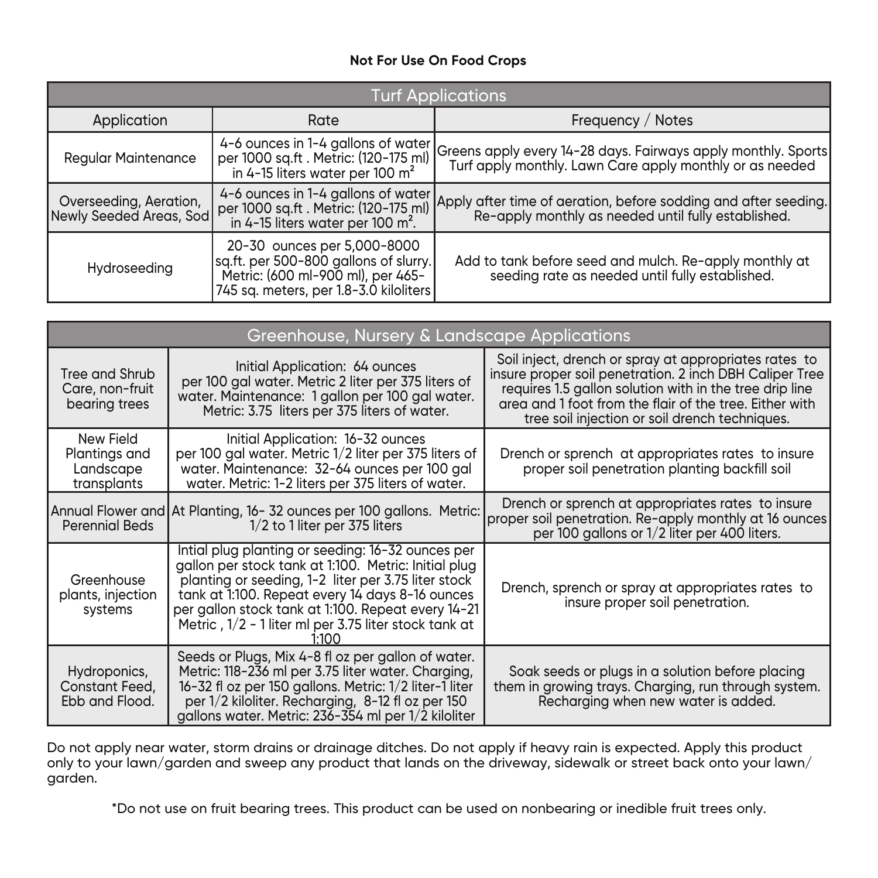**Not For Use On Food Crops**

| Turf Applications | | |
|---|---|---|
| Application | Rate | Frequency / Notes |
| Regular Maintenance | 4-6 ounces in 1-4 gallons of water per 1000 sq.ft . Metric: (120-175 ml) in 4-15 liters water per 100 $m^2$ | Greens apply every 14-28 days. Fairways apply monthly. Sports Turf apply monthly. Lawn Care apply monthly or as needed |
| Overseeding, Aeration, Newly Seeded Areas, Sod | 4-6 ounces in 1-4 gallons of water per 1000 sq.ft . Metric: (120-175 ml) in 4-15 liters water per 100 $m^2$. | Apply after time of aeration, before sodding and after seeding. Re-apply monthly as needed until fully established. |
| Hydroseeding | 20-30 ounces per 5,000-8000 sq.ft. per 500-800 gallons of slurry. Metric: (600 ml-900 ml), per 465-745 sq. meters, per 1.8-3.0 kiloliters | Add to tank before seed and mulch. Re-apply monthly at seeding rate as needed until fully established. |

| Greenhouse, Nursery & Landscape Applications | | |
|---|---|---|
| Tree and Shrub Care, non-fruit bearing trees | Initial Application: 64 ounces per 100 gal water. Metric 2 liter per 375 liters of water. Maintenance: 1 gallon per 100 gal water. Metric: 3.75 liters per 375 liters of water. | Soil inject, drench or spray at appropriates rates to insure proper soil penetration. 2 inch DBH Caliper Tree requires 1.5 gallon solution with in the tree drip line area and 1 foot from the flair of the tree. Either with tree soil injection or soil drench techniques. |
| New Field Plantings and Landscape transplants | Initial Application: 16-32 ounces per 100 gal water. Metric 1/2 liter per 375 liters of water. Maintenance: 32-64 ounces per 100 gal water. Metric: 1-2 liters per 375 liters of water. | Drench or sprench at appropriates rates to insure proper soil penetration planting backfill soil |
| Annual Flower and Perennial Beds | At Planting, 16- 32 ounces per 100 gallons. Metric: 1/2 to 1 liter per 375 liters | Drench or sprench at appropriates rates to insure proper soil penetration. Re-apply monthly at 16 ounces per 100 gallons or 1/2 liter per 400 liters. |
| Greenhouse plants, injection systems | Intial plug planting or seeding: 16-32 ounces per gallon per stock tank at 1:100. Metric: Initial plug planting or seeding, 1-2 liter per 3.75 liter stock tank at 1:100. Repeat every 14 days 8-16 ounces per gallon stock tank at 1:100. Repeat every 14-21 Metric , 1/2 - 1 liter ml per 3.75 liter stock tank at 1:100 | Drench, sprench or spray at appropriates rates to insure proper soil penetration. |
| Hydroponics, Constant Feed, Ebb and Flood. | Seeds or Plugs, Mix 4-8 fl oz per gallon of water. Metric: 118-236 ml per 3.75 liter water. Charging, 16-32 fl oz per 150 gallons. Metric: 1/2 liter-1 liter per 1/2 kiloliter. Recharging, 8-12 fl oz per 150 gallons water. Metric: 236-354 ml per 1/2 kiloliter | Soak seeds or plugs in a solution before placing them in growing trays. Charging, run through system. Recharging when new water is added. |

Do not apply near water, storm drains or drainage ditches. Do not apply if heavy rain is expected. Apply this product only to your lawn/garden and sweep any product that lands on the driveway, sidewalk or street back onto your lawn/garden.

*Do not use on fruit bearing trees. This product can be used on nonbearing or inedible fruit trees only.